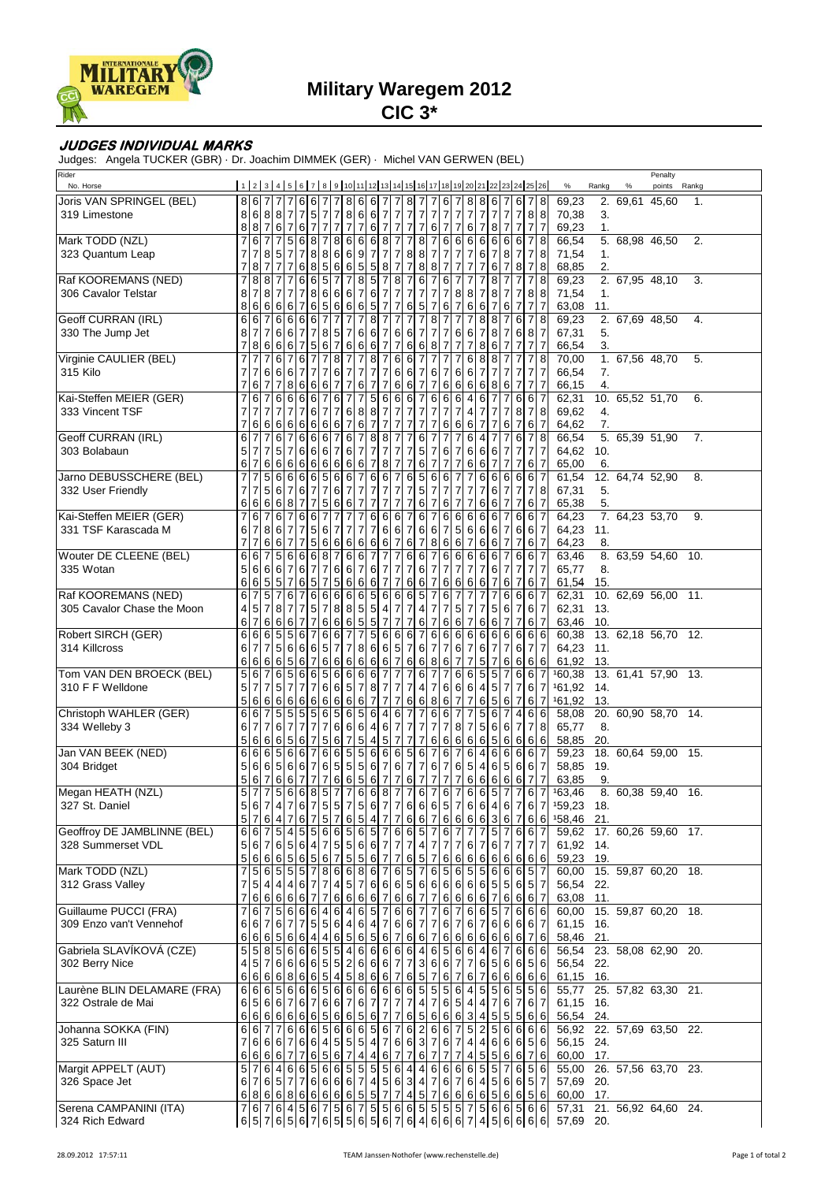# Military Waregem 2012

## CIC 3*

### JUDGES INDIVIDUAL MARKS

Judges: Angela TUCKER (GBR) · Dr. Joachim DIMMEK (GER) · Michel VAN GERWEN (BEL)

| Rider / No. Horse | 1 | 2 | 3 | 4 | 5 | 6 | 7 | 8 | 9 | 10 | 11 | 12 | 13 | 14 | 15 | 16 | 17 | 18 | 19 | 20 | 21 | 22 | 23 | 24 | 25 | 26 | % | Rangk | % | Penalty points | Rangk |
|---|---|---|---|---|---|---|---|---|---|---|---|---|---|---|---|---|---|---|---|---|---|---|---|---|---|---|---|---|---|---|---|
| Joris VAN SPRINGEL (BEL) | 8 | 6 | 7 | 7 | 7 | 6 | 6 | 7 | 7 | 8 | 6 | 6 | 7 | 7 | 8 | 7 | 7 | 6 | 7 | 8 | 8 | 6 | 7 | 6 | 7 | 8 | 69,23 | 2. | 69,61 | 45,60 | 1. |
| 319 Limestone | 8 | 6 | 8 | 8 | 7 | 7 | 5 | 7 | 7 | 8 | 6 | 6 | 7 | 7 | 7 | 7 | 7 | 7 | 7 | 7 | 7 | 7 | 7 | 7 | 8 | 8 | 70,38 | 3. | | | |
| | 8 | 8 | 7 | 6 | 7 | 6 | 7 | 7 | 7 | 7 | 7 | 6 | 7 | 7 | 7 | 7 | 6 | 7 | 7 | 6 | 7 | 8 | 7 | 7 | 7 | 7 | 69,23 | 1. | | | |
| Mark TODD (NZL) | 7 | 6 | 7 | 7 | 5 | 6 | 8 | 7 | 8 | 6 | 6 | 6 | 8 | 7 | 7 | 8 | 7 | 6 | 6 | 6 | 6 | 6 | 6 | 6 | 7 | 8 | 66,54 | 5. | 68,98 | 46,50 | 2. |
| 323 Quantum Leap | 7 | 7 | 8 | 5 | 7 | 7 | 8 | 8 | 6 | 6 | 9 | 7 | 7 | 7 | 8 | 8 | 7 | 7 | 7 | 7 | 6 | 7 | 8 | 7 | 7 | 8 | 71,54 | 1. | | | |
| | 7 | 8 | 7 | 7 | 7 | 6 | 8 | 5 | 6 | 6 | 5 | 5 | 8 | 7 | 7 | 8 | 8 | 7 | 7 | 7 | 7 | 6 | 7 | 8 | 7 | 8 | 68,85 | 2. | | | |
| Raf KOOREMANS (NED) | 7 | 8 | 8 | 7 | 7 | 6 | 6 | 5 | 7 | 7 | 8 | 5 | 7 | 8 | 7 | 6 | 7 | 6 | 7 | 7 | 7 | 8 | 7 | 7 | 7 | 8 | 69,23 | 2. | 67,95 | 48,10 | 3. |
| 306 Cavalor Telstar | 8 | 7 | 8 | 7 | 7 | 7 | 8 | 6 | 6 | 6 | 7 | 6 | 7 | 7 | 7 | 7 | 7 | 7 | 8 | 8 | 7 | 8 | 7 | 7 | 8 | 8 | 71,54 | 1. | | | |
| | 8 | 6 | 6 | 6 | 6 | 7 | 6 | 5 | 6 | 6 | 6 | 5 | 7 | 7 | 6 | 5 | 7 | 6 | 7 | 6 | 6 | 7 | 6 | 7 | 7 | 7 | 63,08 | 11. | | | |
| Geoff CURRAN (IRL) | 6 | 6 | 7 | 6 | 6 | 6 | 6 | 7 | 7 | 7 | 7 | 8 | 7 | 7 | 7 | 7 | 8 | 7 | 7 | 7 | 8 | 8 | 7 | 6 | 7 | 8 | 69,23 | 2. | 67,69 | 48,50 | 4. |
| 330 The Jump Jet | 8 | 7 | 7 | 6 | 6 | 7 | 7 | 8 | 5 | 7 | 6 | 6 | 7 | 6 | 6 | 7 | 7 | 7 | 6 | 6 | 7 | 8 | 7 | 6 | 8 | 7 | 67,31 | 5. | | | |
| | 7 | 8 | 6 | 6 | 6 | 7 | 5 | 6 | 7 | 6 | 6 | 6 | 7 | 7 | 6 | 6 | 8 | 7 | 7 | 7 | 8 | 6 | 7 | 7 | 7 | 7 | 66,54 | 3. | | | |
| Virginie CAULIER (BEL) | 7 | 7 | 7 | 6 | 7 | 6 | 7 | 7 | 8 | 7 | 7 | 8 | 7 | 6 | 6 | 7 | 7 | 7 | 7 | 6 | 8 | 8 | 7 | 7 | 7 | 8 | 70,00 | 1. | 67,56 | 48,70 | 5. |
| 315 Kilo | 7 | 7 | 6 | 6 | 6 | 7 | 7 | 7 | 6 | 7 | 7 | 7 | 7 | 6 | 6 | 7 | 6 | 7 | 6 | 6 | 7 | 7 | 7 | 7 | 7 | 7 | 66,54 | 7. | | | |
| | 7 | 6 | 7 | 7 | 8 | 6 | 6 | 6 | 7 | 7 | 6 | 7 | 7 | 6 | 6 | 7 | 7 | 6 | 6 | 6 | 6 | 8 | 6 | 7 | 7 | 7 | 66,15 | 4. | | | |
| Kai-Steffen MEIER (GER) | 7 | 6 | 7 | 6 | 6 | 6 | 6 | 7 | 6 | 7 | 7 | 5 | 6 | 6 | 6 | 7 | 6 | 6 | 6 | 4 | 6 | 7 | 7 | 6 | 6 | 7 | 62,31 | 10. | 65,52 | 51,70 | 6. |
| 333 Vincent TSF | 7 | 7 | 7 | 7 | 7 | 7 | 6 | 7 | 7 | 6 | 8 | 8 | 7 | 7 | 7 | 7 | 7 | 7 | 7 | 4 | 7 | 7 | 7 | 8 | 7 | 8 | 69,62 | 4. | | | |
| | 7 | 6 | 6 | 6 | 6 | 6 | 6 | 6 | 6 | 7 | 6 | 7 | 7 | 7 | 7 | 7 | 7 | 6 | 6 | 6 | 7 | 7 | 6 | 7 | 6 | 7 | 64,62 | 7. | | | |
| Geoff CURRAN (IRL) | 6 | 7 | 7 | 6 | 7 | 6 | 6 | 6 | 7 | 6 | 7 | 8 | 8 | 7 | 7 | 6 | 7 | 7 | 7 | 6 | 4 | 7 | 7 | 6 | 7 | 8 | 66,54 | 5. | 65,39 | 51,90 | 7. |
| 303 Bolabaun | 5 | 7 | 7 | 5 | 7 | 6 | 6 | 6 | 7 | 6 | 7 | 7 | 7 | 7 | 7 | 5 | 7 | 6 | 7 | 6 | 6 | 6 | 7 | 7 | 7 | 7 | 64,62 | 10. | | | |
| | 6 | 7 | 6 | 6 | 6 | 6 | 6 | 6 | 6 | 6 | 6 | 7 | 8 | 7 | 7 | 6 | 7 | 7 | 7 | 6 | 6 | 7 | 7 | 7 | 6 | 7 | 65,00 | 6. | | | |
| Jarno DEBUSSCHERE (BEL) | 7 | 7 | 5 | 6 | 6 | 6 | 6 | 5 | 6 | 6 | 7 | 6 | 6 | 7 | 6 | 5 | 6 | 6 | 7 | 7 | 6 | 6 | 6 | 6 | 6 | 7 | 61,54 | 12. | 64,74 | 52,90 | 8. |
| 332 User Friendly | 7 | 7 | 5 | 6 | 7 | 6 | 7 | 7 | 6 | 7 | 7 | 7 | 7 | 7 | 7 | 5 | 7 | 7 | 7 | 7 | 7 | 6 | 7 | 7 | 7 | 8 | 67,31 | 5. | | | |
| | 6 | 6 | 6 | 6 | 8 | 7 | 7 | 5 | 6 | 6 | 7 | 7 | 7 | 7 | 7 | 6 | 7 | 6 | 7 | 7 | 6 | 6 | 7 | 7 | 6 | 7 | 65,38 | 5. | | | |
| Kai-Steffen MEIER (GER) | 7 | 6 | 7 | 6 | 7 | 6 | 6 | 7 | 7 | 7 | 7 | 6 | 6 | 6 | 7 | 6 | 7 | 6 | 6 | 6 | 6 | 6 | 7 | 6 | 6 | 7 | 64,23 | 7. | 64,23 | 53,70 | 9. |
| 331 TSF Karascada M | 6 | 7 | 8 | 6 | 7 | 7 | 5 | 6 | 7 | 7 | 7 | 7 | 6 | 6 | 7 | 6 | 6 | 7 | 5 | 6 | 6 | 6 | 7 | 6 | 6 | 7 | 64,23 | 11. | | | |
| | 7 | 7 | 6 | 6 | 7 | 7 | 5 | 6 | 6 | 6 | 6 | 6 | 6 | 7 | 6 | 7 | 8 | 6 | 6 | 7 | 6 | 6 | 7 | 7 | 6 | 7 | 64,23 | 8. | | | |
| Wouter DE CLEENE (BEL) | 6 | 6 | 7 | 5 | 6 | 6 | 6 | 8 | 7 | 6 | 6 | 7 | 7 | 7 | 6 | 6 | 7 | 6 | 6 | 6 | 6 | 6 | 7 | 6 | 6 | 7 | 63,46 | 8. | 63,59 | 54,60 | 10. |
| 335 Wotan | 5 | 6 | 6 | 6 | 7 | 6 | 7 | 7 | 6 | 6 | 7 | 6 | 7 | 7 | 7 | 6 | 7 | 7 | 7 | 7 | 7 | 6 | 7 | 7 | 7 | 7 | 65,77 | 8. | | | |
| | 6 | 6 | 5 | 5 | 7 | 6 | 5 | 7 | 5 | 6 | 6 | 6 | 7 | 7 | 6 | 6 | 7 | 6 | 6 | 6 | 6 | 7 | 6 | 7 | 6 | 7 | 61,54 | 15. | | | |
| Raf KOOREMANS (NED) | 6 | 7 | 5 | 7 | 6 | 7 | 6 | 6 | 6 | 6 | 6 | 5 | 6 | 6 | 6 | 5 | 7 | 6 | 7 | 7 | 7 | 7 | 6 | 6 | 6 | 7 | 62,31 | 10. | 62,69 | 56,00 | 11. |
| 305 Cavalor Chase the Moon | 4 | 5 | 7 | 8 | 7 | 7 | 5 | 7 | 8 | 8 | 5 | 5 | 4 | 7 | 7 | 4 | 7 | 7 | 5 | 7 | 7 | 5 | 6 | 7 | 6 | 7 | 62,31 | 13. | | | |
| | 6 | 7 | 6 | 6 | 6 | 7 | 7 | 6 | 6 | 6 | 5 | 5 | 7 | 7 | 7 | 6 | 7 | 6 | 6 | 7 | 6 | 6 | 7 | 7 | 6 | 7 | 63,46 | 10. | | | |
| Robert SIRCH (GER) | 6 | 6 | 6 | 5 | 5 | 6 | 7 | 6 | 6 | 7 | 7 | 5 | 6 | 6 | 6 | 7 | 6 | 6 | 6 | 6 | 6 | 6 | 6 | 6 | 6 | 6 | 60,38 | 13. | 62,18 | 56,70 | 12. |
| 314 Killcross | 6 | 7 | 7 | 5 | 6 | 6 | 6 | 5 | 7 | 7 | 8 | 6 | 6 | 5 | 7 | 6 | 7 | 7 | 6 | 7 | 6 | 7 | 7 | 6 | 7 | 7 | 64,23 | 11. | | | |
| | 6 | 6 | 6 | 6 | 5 | 6 | 7 | 6 | 6 | 6 | 6 | 6 | 6 | 7 | 6 | 6 | 8 | 6 | 7 | 7 | 5 | 7 | 6 | 6 | 6 | 6 | 61,92 | 13. | | | |
| Tom VAN DEN BROECK (BEL) | 5 | 6 | 7 | 6 | 5 | 6 | 6 | 5 | 6 | 6 | 6 | 6 | 7 | 7 | 7 | 6 | 7 | 7 | 6 | 6 | 5 | 5 | 7 | 6 | 6 | 7 | [1]60,38 | 13. | 61,41 | 57,90 | 13. |
| 310 F F Welldone | 5 | 7 | 7 | 5 | 7 | 7 | 7 | 6 | 6 | 5 | 7 | 8 | 7 | 7 | 7 | 4 | 7 | 6 | 6 | 6 | 4 | 5 | 7 | 7 | 6 | 7 | [1]61,92 | 14. | | | |
| | 5 | 6 | 6 | 6 | 6 | 6 | 6 | 6 | 6 | 6 | 6 | 7 | 7 | 7 | 6 | 6 | 8 | 6 | 7 | 7 | 6 | 5 | 6 | 7 | 6 | 7 | [1]61,92 | 13. | | | |
| Christoph WAHLER (GER) | 6 | 6 | 7 | 5 | 5 | 5 | 5 | 6 | 5 | 6 | 5 | 6 | 4 | 6 | 7 | 7 | 6 | 6 | 7 | 7 | 5 | 6 | 7 | 4 | 6 | 6 | 58,08 | 20. | 60,90 | 58,70 | 14. |
| 334 Welleby 3 | 6 | 7 | 7 | 6 | 7 | 7 | 7 | 7 | 6 | 6 | 6 | 4 | 6 | 7 | 7 | 7 | 7 | 7 | 8 | 7 | 5 | 6 | 6 | 7 | 7 | 8 | 65,77 | 8. | | | |
| | 5 | 6 | 6 | 6 | 5 | 6 | 7 | 5 | 6 | 7 | 5 | 4 | 5 | 7 | 7 | 7 | 6 | 6 | 6 | 6 | 6 | 5 | 6 | 6 | 6 | 6 | 58,85 | 20. | | | |
| Jan VAN BEEK (NED) | 6 | 6 | 6 | 5 | 6 | 6 | 7 | 6 | 6 | 5 | 5 | 6 | 6 | 6 | 5 | 6 | 7 | 6 | 7 | 6 | 4 | 6 | 6 | 6 | 6 | 7 | 59,23 | 18. | 60,64 | 59,00 | 15. |
| 304 Bridget | 5 | 6 | 6 | 5 | 6 | 6 | 7 | 6 | 5 | 5 | 5 | 6 | 7 | 6 | 7 | 7 | 6 | 7 | 6 | 5 | 4 | 6 | 5 | 6 | 6 | 7 | 58,85 | 19. | | | |
| | 5 | 6 | 7 | 6 | 6 | 7 | 7 | 7 | 6 | 6 | 5 | 6 | 7 | 7 | 6 | 7 | 7 | 7 | 7 | 6 | 6 | 6 | 6 | 6 | 7 | 7 | 63,85 | 9. | | | |
| Megan HEATH (NZL) | 5 | 7 | 7 | 5 | 6 | 6 | 8 | 5 | 7 | 7 | 6 | 6 | 8 | 7 | 7 | 6 | 7 | 6 | 7 | 6 | 6 | 5 | 7 | 7 | 6 | 7 | [1]63,46 | 8. | 60,38 | 59,40 | 16. |
| 327 St. Daniel | 5 | 6 | 7 | 4 | 7 | 6 | 7 | 5 | 5 | 7 | 5 | 6 | 7 | 7 | 6 | 6 | 6 | 5 | 7 | 6 | 6 | 4 | 6 | 7 | 6 | 7 | [1]59,23 | 18. | | | |
| | 5 | 7 | 6 | 4 | 7 | 6 | 7 | 5 | 7 | 6 | 5 | 4 | 7 | 7 | 6 | 6 | 7 | 6 | 6 | 6 | 6 | 3 | 6 | 7 | 6 | 6 | [1]58,46 | 21. | | | |
| Geoffroy DE JAMBLINNE (BEL) | 6 | 6 | 7 | 5 | 4 | 5 | 5 | 6 | 6 | 5 | 6 | 5 | 7 | 6 | 6 | 5 | 7 | 6 | 7 | 7 | 7 | 5 | 7 | 6 | 6 | 7 | 59,62 | 17. | 60,26 | 59,60 | 17. |
| 328 Summerset VDL | 5 | 6 | 7 | 6 | 5 | 6 | 4 | 7 | 5 | 5 | 6 | 6 | 7 | 7 | 7 | 4 | 7 | 7 | 7 | 6 | 7 | 6 | 7 | 7 | 7 | 7 | 61,92 | 14. | | | |
| | 5 | 6 | 6 | 6 | 5 | 6 | 5 | 6 | 7 | 5 | 5 | 6 | 7 | 7 | 6 | 5 | 7 | 6 | 6 | 6 | 6 | 6 | 6 | 6 | 6 | 6 | 59,23 | 19. | | | |
| Mark TODD (NZL) | 7 | 5 | 6 | 5 | 5 | 5 | 7 | 8 | 6 | 6 | 8 | 6 | 7 | 6 | 5 | 7 | 6 | 5 | 6 | 5 | 5 | 6 | 6 | 6 | 5 | 7 | 60,00 | 15. | 59,87 | 60,20 | 18. |
| 312 Grass Valley | 7 | 5 | 4 | 4 | 4 | 6 | 7 | 7 | 4 | 5 | 7 | 6 | 6 | 6 | 5 | 6 | 6 | 6 | 6 | 6 | 6 | 5 | 5 | 6 | 5 | 7 | 56,54 | 22. | | | |
| | 7 | 6 | 6 | 6 | 6 | 6 | 7 | 7 | 6 | 6 | 6 | 6 | 7 | 6 | 6 | 7 | 7 | 6 | 6 | 6 | 6 | 7 | 6 | 6 | 6 | 7 | 63,08 | 11. | | | |
| Guillaume PUCCI (FRA) | 7 | 6 | 7 | 5 | 6 | 6 | 6 | 4 | 6 | 4 | 6 | 5 | 7 | 6 | 6 | 7 | 7 | 6 | 7 | 6 | 6 | 5 | 7 | 6 | 6 | 6 | 60,00 | 15. | 59,87 | 60,20 | 18. |
| 309 Enzo van't Vennehof | 6 | 6 | 7 | 6 | 7 | 7 | 5 | 5 | 6 | 4 | 6 | 4 | 7 | 6 | 6 | 7 | 7 | 6 | 7 | 6 | 7 | 6 | 6 | 6 | 6 | 7 | 61,15 | 16. | | | |
| | 6 | 6 | 6 | 5 | 6 | 6 | 4 | 4 | 6 | 6 | 5 | 6 | 5 | 6 | 7 | 6 | 6 | 7 | 6 | 6 | 6 | 6 | 6 | 6 | 7 | 6 | 58,46 | 21. | | | |
| Gabriela SLAVÍKOVÁ (CZE) | 5 | 5 | 8 | 5 | 6 | 6 | 6 | 5 | 5 | 4 | 6 | 6 | 6 | 6 | 6 | 4 | 6 | 5 | 6 | 6 | 4 | 6 | 7 | 6 | 6 | 6 | 56,54 | 23. | 58,08 | 62,90 | 20. |
| 302 Berry Nice | 4 | 5 | 7 | 6 | 6 | 6 | 6 | 5 | 5 | 2 | 6 | 6 | 6 | 7 | 7 | 3 | 6 | 6 | 7 | 7 | 6 | 5 | 6 | 6 | 5 | 6 | 56,54 | 22. | | | |
| | 6 | 6 | 6 | 6 | 8 | 6 | 6 | 5 | 4 | 5 | 8 | 6 | 6 | 7 | 6 | 5 | 7 | 6 | 7 | 6 | 7 | 6 | 6 | 6 | 6 | 6 | 61,15 | 16. | | | |
| Laurène BLIN DELAMARE (FRA) | 6 | 6 | 6 | 5 | 6 | 6 | 6 | 5 | 6 | 6 | 6 | 6 | 6 | 6 | 6 | 5 | 5 | 5 | 6 | 4 | 5 | 5 | 6 | 5 | 5 | 6 | 55,77 | 25. | 57,82 | 63,30 | 21. |
| 322 Ostrale de Mai | 6 | 5 | 6 | 6 | 7 | 6 | 7 | 6 | 6 | 7 | 6 | 7 | 7 | 7 | 7 | 4 | 7 | 6 | 5 | 4 | 4 | 7 | 6 | 7 | 6 | 7 | 61,15 | 16. | | | |
| | 6 | 6 | 6 | 6 | 6 | 6 | 6 | 5 | 6 | 6 | 5 | 6 | 7 | 7 | 6 | 5 | 6 | 6 | 6 | 3 | 4 | 5 | 5 | 5 | 6 | 6 | 56,54 | 24. | | | |
| Johanna SOKKA (FIN) | 6 | 6 | 7 | 7 | 6 | 6 | 6 | 5 | 6 | 6 | 6 | 5 | 6 | 7 | 6 | 2 | 6 | 6 | 7 | 5 | 2 | 5 | 6 | 6 | 6 | 6 | 56,92 | 22. | 57,69 | 63,50 | 22. |
| 325 Saturn III | 7 | 6 | 6 | 6 | 7 | 6 | 4 | 5 | 5 | 5 | 4 | 7 | 6 | 6 | 3 | 7 | 6 | 7 | 4 | 4 | 6 | 6 | 6 | 5 | 6 | 6 | 56,15 | 24. | | | |
| | 6 | 6 | 6 | 6 | 7 | 7 | 6 | 5 | 6 | 7 | 4 | 4 | 6 | 7 | 7 | 6 | 7 | 7 | 7 | 4 | 5 | 5 | 6 | 6 | 7 | 6 | 60,00 | 17. | | | |
| Margit APPELT (AUT) | 5 | 7 | 6 | 4 | 6 | 6 | 5 | 6 | 6 | 5 | 5 | 5 | 5 | 6 | 4 | 4 | 6 | 6 | 6 | 6 | 5 | 5 | 7 | 6 | 5 | 6 | 55,00 | 26. | 57,56 | 63,70 | 23. |
| 326 Space Jet | 6 | 7 | 6 | 5 | 7 | 7 | 6 | 6 | 6 | 6 | 7 | 4 | 5 | 6 | 3 | 4 | 7 | 6 | 7 | 6 | 4 | 5 | 6 | 6 | 5 | 7 | 57,69 | 20. | | | |
| | 6 | 8 | 6 | 6 | 8 | 6 | 6 | 6 | 6 | 6 | 5 | 5 | 7 | 7 | 4 | 5 | 7 | 6 | 6 | 6 | 6 | 5 | 6 | 6 | 5 | 6 | 60,00 | 17. | | | |
| Serena CAMPANINI (ITA) | 7 | 6 | 7 | 6 | 4 | 5 | 6 | 7 | 5 | 6 | 7 | 5 | 5 | 6 | 6 | 5 | 5 | 5 | 5 | 7 | 5 | 6 | 6 | 5 | 6 | 6 | 57,31 | 21. | 56,92 | 64,60 | 24. |
| 324 Rich Edward | 6 | 5 | 7 | 6 | 5 | 6 | 7 | 6 | 5 | 5 | 6 | 5 | 6 | 7 | 6 | 4 | 6 | 6 | 6 | 7 | 4 | 5 | 6 | 6 | 6 | 6 | 57,69 | 20. | | | |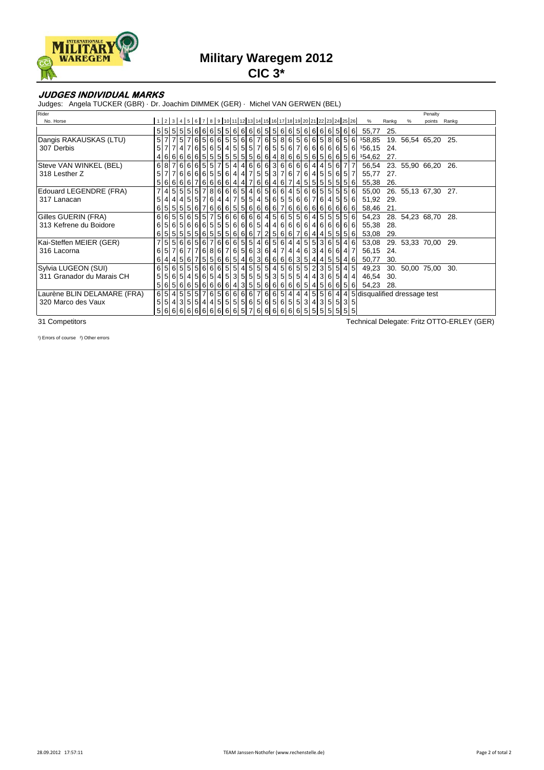# Military Waregem 2012
## CIC 3*

### *JUDGES INDIVIDUAL MARKS*

Judges: Angela TUCKER (GBR) · Dr. Joachim DIMMEK (GER) · Michel VAN GERWEN (BEL)

| Rider / No. Horse | 1 | 2 | 3 | 4 | 5 | 6 | 7 | 8 | 9 | 10 | 11 | 12 | 13 | 14 | 15 | 16 | 17 | 18 | 19 | 20 | 21 | 22 | 23 | 24 | 25 | 26 | % | Rankg | % | Penalty points | Rankg |
|---|---|---|---|---|---|---|---|---|---|---|---|---|---|---|---|---|---|---|---|---|---|---|---|---|---|---|---|---|---|---|---|
| | 5 | 5 | 5 | 5 | 5 | 6 | 6 | 6 | 5 | 5 | 6 | 6 | 6 | 6 | 5 | 5 | 6 | 6 | 5 | 6 | 6 | 6 | 6 | 5 | 6 | 6 | 55,77 | 25. | | | |
| Dangis RAKAUSKAS (LTU) | 5 | 7 | 7 | 5 | 7 | 6 | 5 | 6 | 6 | 5 | 5 | 6 | 6 | 7 | 6 | 5 | 8 | 6 | 5 | 6 | 6 | 5 | 8 | 6 | 5 | 6 | [1]58,85 | 19. | 56,54 | 65,20 | 25. |
| 307 Derbis | 5 | 7 | 7 | 4 | 7 | 6 | 5 | 6 | 5 | 4 | 5 | 5 | 5 | 7 | 6 | 5 | 5 | 6 | 7 | 6 | 6 | 6 | 6 | 6 | 5 | 6 | [1]56,15 | 24. | | | |
| | 4 | 6 | 6 | 6 | 6 | 6 | 5 | 5 | 5 | 5 | 5 | 5 | 5 | 6 | 6 | 4 | 8 | 6 | 6 | 5 | 6 | 5 | 6 | 6 | 5 | 6 | [1]54,62 | 27. | | | |
| Steve VAN WINKEL (BEL) | 6 | 8 | 7 | 6 | 6 | 6 | 5 | 5 | 7 | 5 | 4 | 4 | 6 | 6 | 6 | 3 | 6 | 6 | 6 | 6 | 4 | 4 | 5 | 6 | 7 | 7 | 56,54 | 23. | 55,90 | 66,20 | 26. |
| 318 Lesther Z | 5 | 7 | 7 | 6 | 6 | 6 | 6 | 5 | 5 | 6 | 4 | 4 | 7 | 5 | 5 | 3 | 7 | 6 | 7 | 6 | 4 | 5 | 5 | 6 | 5 | 7 | 55,77 | 27. | | | |
| | 5 | 6 | 6 | 6 | 6 | 7 | 6 | 6 | 6 | 6 | 4 | 4 | 7 | 6 | 6 | 4 | 6 | 7 | 4 | 5 | 5 | 5 | 5 | 5 | 5 | 6 | 55,38 | 26. | | | |
| Edouard LEGENDRE (FRA) | 7 | 4 | 5 | 5 | 5 | 5 | 7 | 8 | 6 | 6 | 6 | 5 | 4 | 6 | 5 | 6 | 6 | 4 | 5 | 6 | 6 | 5 | 5 | 5 | 5 | 6 | 55,00 | 26. | 55,13 | 67,30 | 27. |
| 317 Lanacan | 5 | 4 | 4 | 4 | 5 | 5 | 7 | 6 | 4 | 4 | 7 | 5 | 5 | 4 | 5 | 6 | 5 | 5 | 6 | 6 | 7 | 6 | 4 | 5 | 5 | 6 | 51,92 | 29. | | | |
| | 6 | 5 | 5 | 5 | 5 | 6 | 7 | 6 | 6 | 6 | 5 | 5 | 6 | 6 | 6 | 6 | 7 | 6 | 6 | 6 | 6 | 6 | 6 | 6 | 6 | 6 | 58,46 | 21. | | | |
| Gilles GUERIN (FRA) | 6 | 6 | 5 | 5 | 6 | 5 | 5 | 7 | 5 | 6 | 6 | 6 | 6 | 6 | 4 | 5 | 6 | 5 | 5 | 6 | 4 | 5 | 5 | 5 | 5 | 6 | 54,23 | 28. | 54,23 | 68,70 | 28. |
| 313 Kefrene du Boidore | 6 | 5 | 6 | 5 | 6 | 6 | 6 | 5 | 5 | 5 | 6 | 6 | 6 | 5 | 4 | 4 | 6 | 6 | 6 | 6 | 4 | 6 | 6 | 6 | 6 | 6 | 55,38 | 28. | | | |
| | 6 | 5 | 5 | 5 | 5 | 5 | 6 | 5 | 5 | 5 | 6 | 6 | 6 | 7 | 2 | 5 | 6 | 6 | 7 | 6 | 4 | 4 | 5 | 5 | 5 | 6 | 53,08 | 29. | | | |
| Kai-Steffen MEIER (GER) | 7 | 5 | 5 | 6 | 6 | 5 | 6 | 7 | 6 | 6 | 6 | 5 | 5 | 4 | 6 | 5 | 6 | 4 | 4 | 5 | 5 | 3 | 6 | 5 | 4 | 6 | 53,08 | 29. | 53,33 | 70,00 | 29. |
| 316 Lacorna | 6 | 5 | 7 | 6 | 7 | 7 | 6 | 8 | 6 | 7 | 6 | 5 | 6 | 3 | 6 | 4 | 7 | 4 | 4 | 6 | 3 | 4 | 6 | 6 | 4 | 7 | 56,15 | 24. | | | |
| | 6 | 4 | 4 | 5 | 6 | 7 | 5 | 5 | 6 | 6 | 5 | 4 | 6 | 3 | 6 | 6 | 6 | 6 | 3 | 5 | 4 | 4 | 5 | 5 | 4 | 6 | 50,77 | 30. | | | |
| Sylvia LUGEON (SUI) | 6 | 5 | 6 | 5 | 5 | 5 | 6 | 6 | 6 | 5 | 5 | 4 | 5 | 5 | 5 | 4 | 5 | 6 | 5 | 5 | 2 | 3 | 5 | 5 | 4 | 5 | 49,23 | 30. | 50,00 | 75,00 | 30. |
| 311 Granador du Marais CH | 5 | 5 | 6 | 5 | 4 | 5 | 6 | 5 | 4 | 5 | 3 | 5 | 5 | 5 | 5 | 3 | 5 | 5 | 5 | 4 | 4 | 3 | 6 | 5 | 4 | 4 | 46,54 | 30. | | | |
| | 5 | 6 | 5 | 6 | 6 | 5 | 6 | 6 | 6 | 6 | 4 | 3 | 5 | 5 | 6 | 6 | 6 | 6 | 6 | 5 | 4 | 5 | 6 | 6 | 5 | 6 | 54,23 | 28. | | | |
| Laurène BLIN DELAMARE (FRA) | 6 | 5 | 4 | 5 | 5 | 5 | 7 | 6 | 5 | 6 | 6 | 6 | 6 | 7 | 6 | 6 | 5 | 4 | 4 | 4 | 5 | 5 | 6 | 4 | 4 | 5 | disqualified dressage test | | | | |
| 320 Marco des Vaux | 5 | 5 | 4 | 3 | 5 | 5 | 4 | 4 | 5 | 5 | 5 | 5 | 6 | 5 | 6 | 5 | 6 | 5 | 5 | 3 | 4 | 3 | 5 | 5 | 3 | 5 | | | | | |
| | 5 | 6 | 6 | 6 | 6 | 6 | 6 | 6 | 6 | 6 | 6 | 5 | 7 | 6 | 6 | 6 | 6 | 6 | 6 | 5 | 5 | 5 | 5 | 5 | 5 | 5 | | | | | |

31 Competitors

Technical Delegate: Fritz OTTO-ERLEY (GER)

[1]) Errors of course [2]) Other errors

28.09.2012 17:57:11 TEAM Janssen·Nothofer (www.rechenstelle.de)